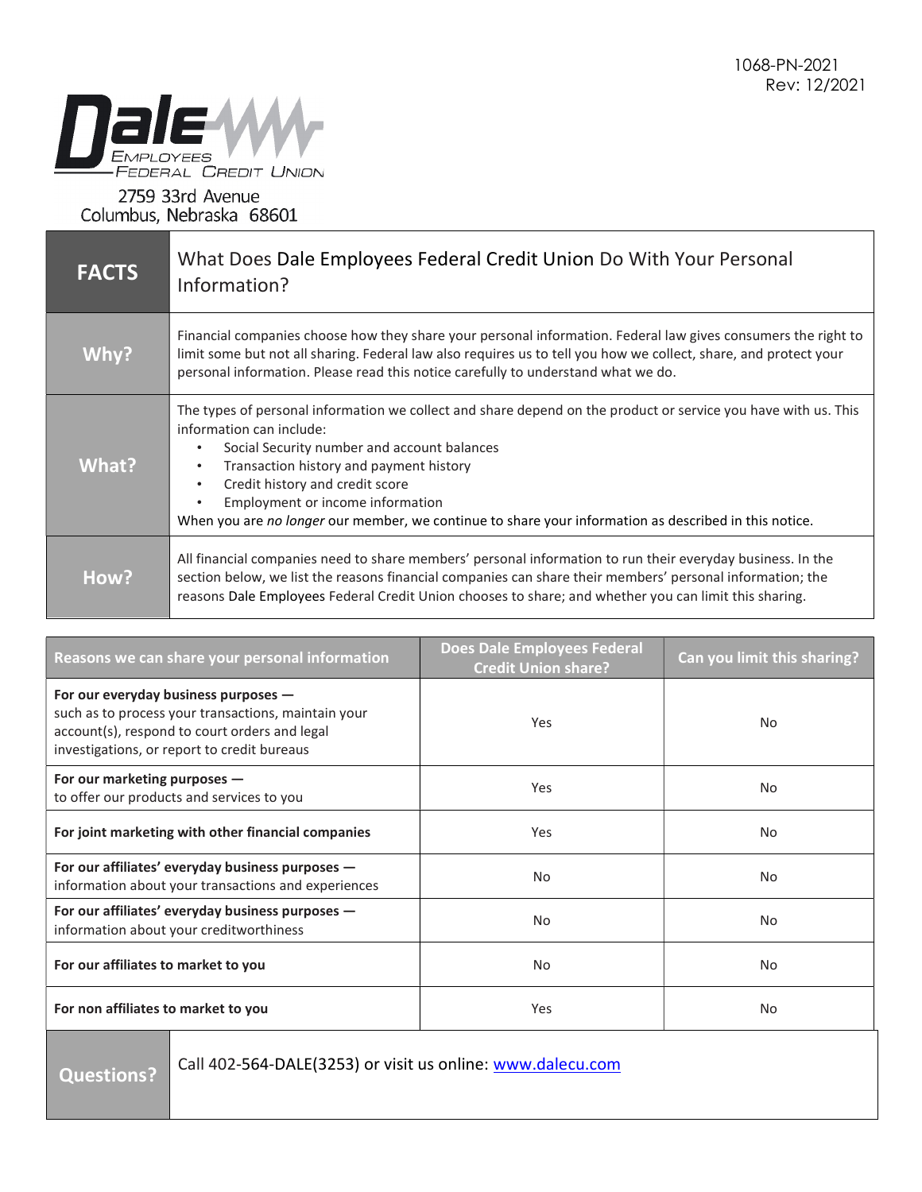1068-PN-2021
Rev: 12/2021

**Dale Employees Federal Credit Union**

2759 33rd Avenue
Columbus, Nebraska 68601

| **FACTS** | What Does Dale Employees Federal Credit Union Do With Your Personal Information? |
|---|---|
| **Why?** | Financial companies choose how they share your personal information. Federal law gives consumers the right to limit some but not all sharing. Federal law also requires us to tell you how we collect, share, and protect your personal information. Please read this notice carefully to understand what we do. |
| **What?** | The types of personal information we collect and share depend on the product or service you have with us. This information can include:<br>• Social Security number and account balances<br>• Transaction history and payment history<br>• Credit history and credit score<br>• Employment or income information<br>When you are *no longer* our member, we continue to share your information as described in this notice. |
| **How?** | All financial companies need to share members' personal information to run their everyday business. In the section below, we list the reasons financial companies can share their members' personal information; the reasons Dale Employees Federal Credit Union chooses to share; and whether you can limit this sharing. |

| Reasons we can share your personal information | Does Dale Employees Federal Credit Union share? | Can you limit this sharing? |
|---|---|---|
| **For our everyday business purposes —** such as to process your transactions, maintain your account(s), respond to court orders and legal investigations, or report to credit bureaus | Yes | No |
| **For our marketing purposes —** to offer our products and services to you | Yes | No |
| **For joint marketing with other financial companies** | Yes | No |
| **For our affiliates' everyday business purposes —** information about your transactions and experiences | No | No |
| **For our affiliates' everyday business purposes —** information about your creditworthiness | No | No |
| **For our affiliates to market to you** | No | No |
| **For non affiliates to market to you** | Yes | No |

| **Questions?** | Call 402-564-DALE(3253) or visit us online: [www.dalecu.com](http://www.dalecu.com) |
|---|---|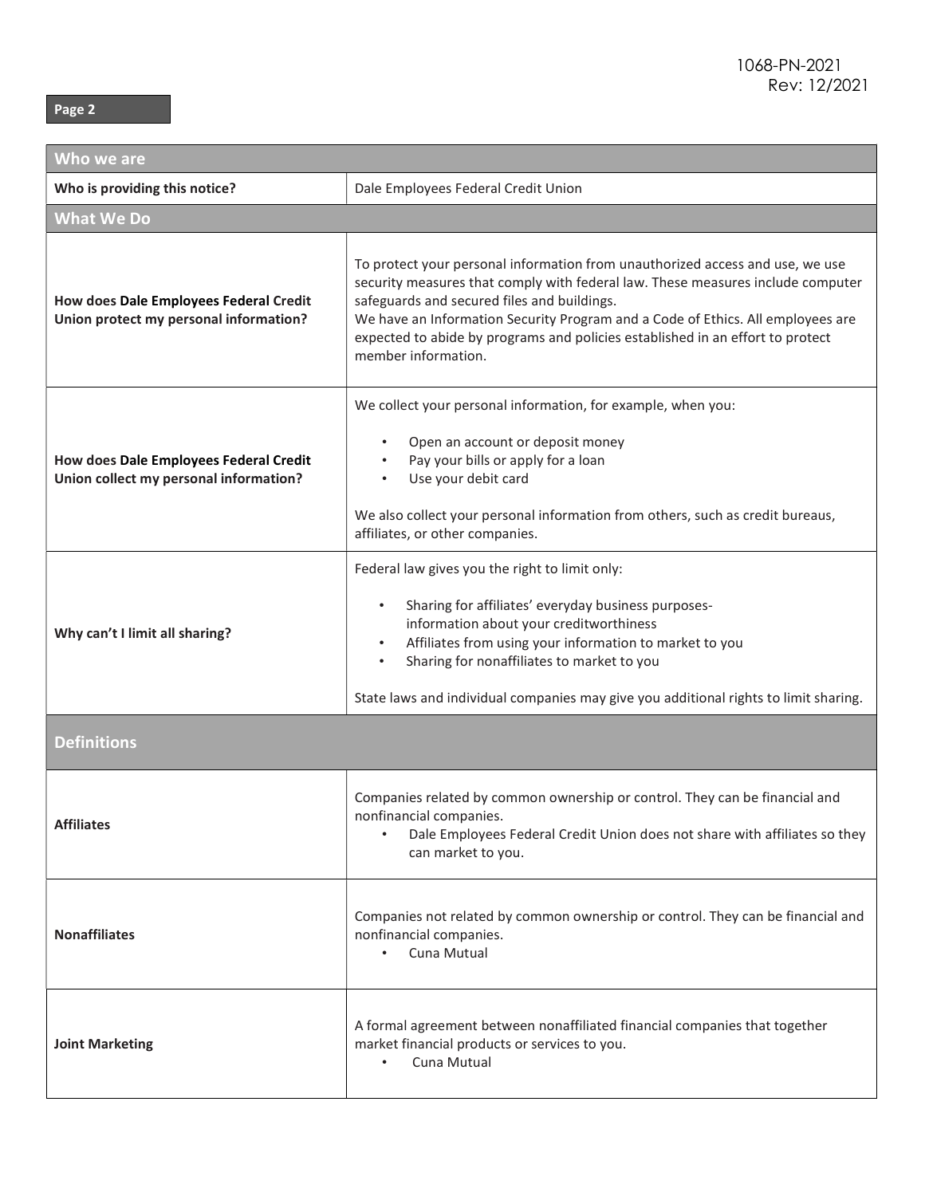1068-PN-2021
Rev: 12/2021

| Who we are | |
|---|---|
| **Who is providing this notice?** | Dale Employees Federal Credit Union |
| **What We Do** | |
| **How does Dale Employees Federal Credit Union protect my personal information?** | To protect your personal information from unauthorized access and use, we use security measures that comply with federal law. These measures include computer safeguards and secured files and buildings.<br>We have an Information Security Program and a Code of Ethics. All employees are expected to abide by programs and policies established in an effort to protect member information. |
| **How does Dale Employees Federal Credit Union collect my personal information?** | We collect your personal information, for example, when you:<br>• Open an account or deposit money<br>• Pay your bills or apply for a loan<br>• Use your debit card<br><br>We also collect your personal information from others, such as credit bureaus, affiliates, or other companies. |
| **Why can't I limit all sharing?** | Federal law gives you the right to limit only:<br>• Sharing for affiliates' everyday business purposes- information about your creditworthiness<br>• Affiliates from using your information to market to you<br>• Sharing for nonaffiliates to market to you<br><br>State laws and individual companies may give you additional rights to limit sharing. |
| **Definitions** | |
| **Affiliates** | Companies related by common ownership or control. They can be financial and nonfinancial companies.<br>• Dale Employees Federal Credit Union does not share with affiliates so they can market to you. |
| **Nonaffiliates** | Companies not related by common ownership or control. They can be financial and nonfinancial companies.<br>• Cuna Mutual |
| **Joint Marketing** | A formal agreement between nonaffiliated financial companies that together market financial products or services to you.<br>• Cuna Mutual |